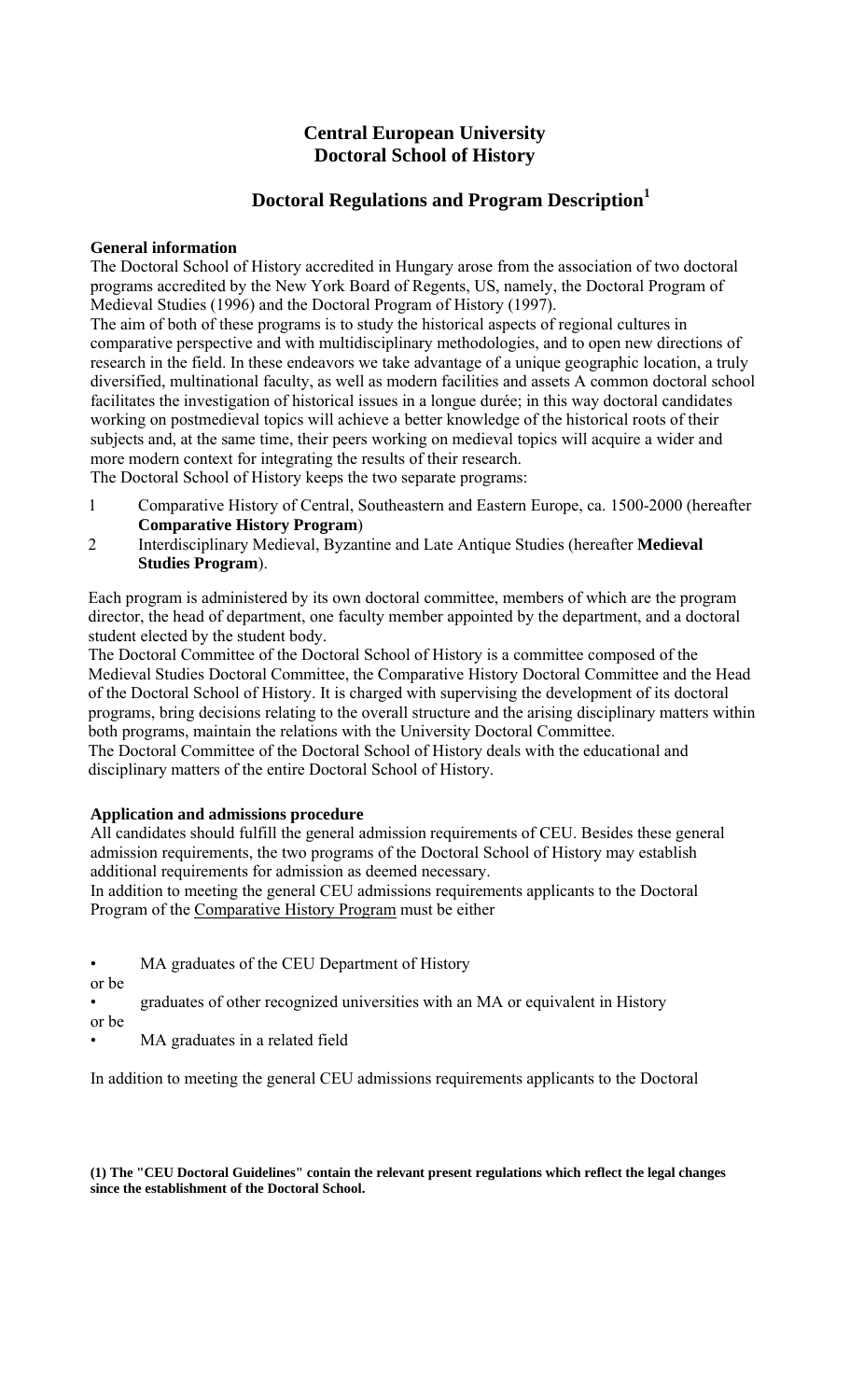# Central European University
# Doctoral School of History

## Doctoral Regulations and Program Description[1]

**General information**

The Doctoral School of History accredited in Hungary arose from the association of two doctoral programs accredited by the New York Board of Regents, US, namely, the Doctoral Program of Medieval Studies (1996) and the Doctoral Program of History (1997).

The aim of both of these programs is to study the historical aspects of regional cultures in comparative perspective and with multidisciplinary methodologies, and to open new directions of research in the field. In these endeavors we take advantage of a unique geographic location, a truly diversified, multinational faculty, as well as modern facilities and assets A common doctoral school facilitates the investigation of historical issues in a longue durée; in this way doctoral candidates working on postmedieval topics will achieve a better knowledge of the historical roots of their subjects and, at the same time, their peers working on medieval topics will acquire a wider and more modern context for integrating the results of their research.

The Doctoral School of History keeps the two separate programs:

1. Comparative History of Central, Southeastern and Eastern Europe, ca. 1500-2000 (hereafter **Comparative History Program**)
2. Interdisciplinary Medieval, Byzantine and Late Antique Studies (hereafter **Medieval Studies Program**).

Each program is administered by its own doctoral committee, members of which are the program director, the head of department, one faculty member appointed by the department, and a doctoral student elected by the student body.

The Doctoral Committee of the Doctoral School of History is a committee composed of the Medieval Studies Doctoral Committee, the Comparative History Doctoral Committee and the Head of the Doctoral School of History. It is charged with supervising the development of its doctoral programs, bring decisions relating to the overall structure and the arising disciplinary matters within both programs, maintain the relations with the University Doctoral Committee.

The Doctoral Committee of the Doctoral School of History deals with the educational and disciplinary matters of the entire Doctoral School of History.

**Application and admissions procedure**

All candidates should fulfill the general admission requirements of CEU. Besides these general admission requirements, the two programs of the Doctoral School of History may establish additional requirements for admission as deemed necessary.

In addition to meeting the general CEU admissions requirements applicants to the Doctoral Program of the Comparative History Program must be either

- MA graduates of the CEU Department of History

or be

- graduates of other recognized universities with an MA or equivalent in History

or be

- MA graduates in a related field

In addition to meeting the general CEU admissions requirements applicants to the Doctoral

**(1) The "CEU Doctoral Guidelines" contain the relevant present regulations which reflect the legal changes since the establishment of the Doctoral School.**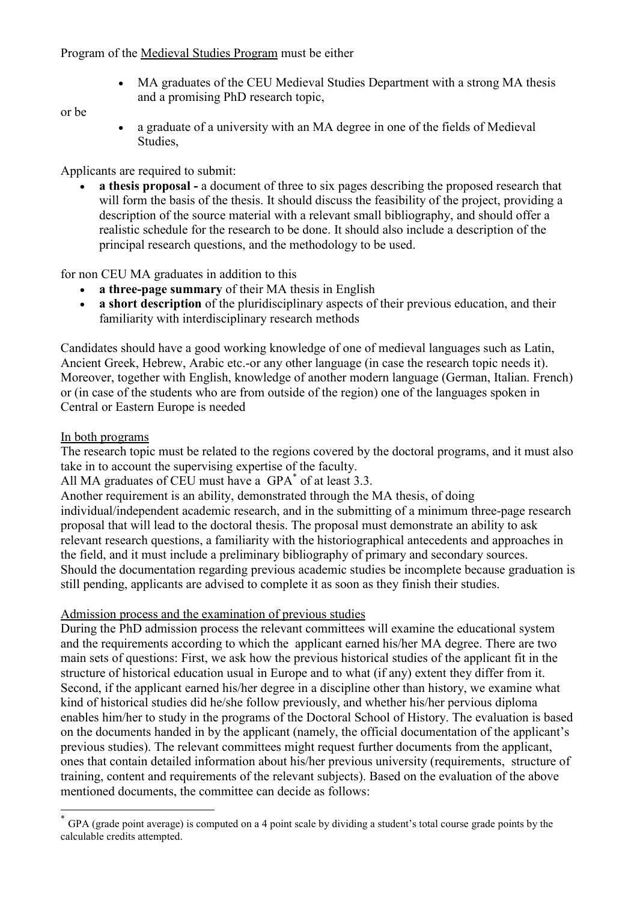Program of the Medieval Studies Program must be either

- MA graduates of the CEU Medieval Studies Department with a strong MA thesis and a promising PhD research topic,

or be

- a graduate of a university with an MA degree in one of the fields of Medieval Studies,

Applicants are required to submit:

- **a thesis proposal -** a document of three to six pages describing the proposed research that will form the basis of the thesis. It should discuss the feasibility of the project, providing a description of the source material with a relevant small bibliography, and should offer a realistic schedule for the research to be done. It should also include a description of the principal research questions, and the methodology to be used.

for non CEU MA graduates in addition to this

- **a three-page summary** of their MA thesis in English
- **a short description** of the pluridisciplinary aspects of their previous education, and their familiarity with interdisciplinary research methods

Candidates should have a good working knowledge of one of medieval languages such as Latin, Ancient Greek, Hebrew, Arabic etc.-or any other language (in case the research topic needs it). Moreover, together with English, knowledge of another modern language (German, Italian. French) or (in case of the students who are from outside of the region) one of the languages spoken in Central or Eastern Europe is needed

In both programs

The research topic must be related to the regions covered by the doctoral programs, and it must also take in to account the supervising expertise of the faculty.

All MA graduates of CEU must have a GPA* of at least 3.3.

Another requirement is an ability, demonstrated through the MA thesis, of doing individual/independent academic research, and in the submitting of a minimum three-page research proposal that will lead to the doctoral thesis. The proposal must demonstrate an ability to ask relevant research questions, a familiarity with the historiographical antecedents and approaches in the field, and it must include a preliminary bibliography of primary and secondary sources. Should the documentation regarding previous academic studies be incomplete because graduation is still pending, applicants are advised to complete it as soon as they finish their studies.

Admission process and the examination of previous studies

During the PhD admission process the relevant committees will examine the educational system and the requirements according to which the applicant earned his/her MA degree. There are two main sets of questions: First, we ask how the previous historical studies of the applicant fit in the structure of historical education usual in Europe and to what (if any) extent they differ from it. Second, if the applicant earned his/her degree in a discipline other than history, we examine what kind of historical studies did he/she follow previously, and whether his/her pervious diploma enables him/her to study in the programs of the Doctoral School of History. The evaluation is based on the documents handed in by the applicant (namely, the official documentation of the applicant's previous studies). The relevant committees might request further documents from the applicant, ones that contain detailed information about his/her previous university (requirements, structure of training, content and requirements of the relevant subjects). Based on the evaluation of the above mentioned documents, the committee can decide as follows:

* GPA (grade point average) is computed on a 4 point scale by dividing a student's total course grade points by the calculable credits attempted.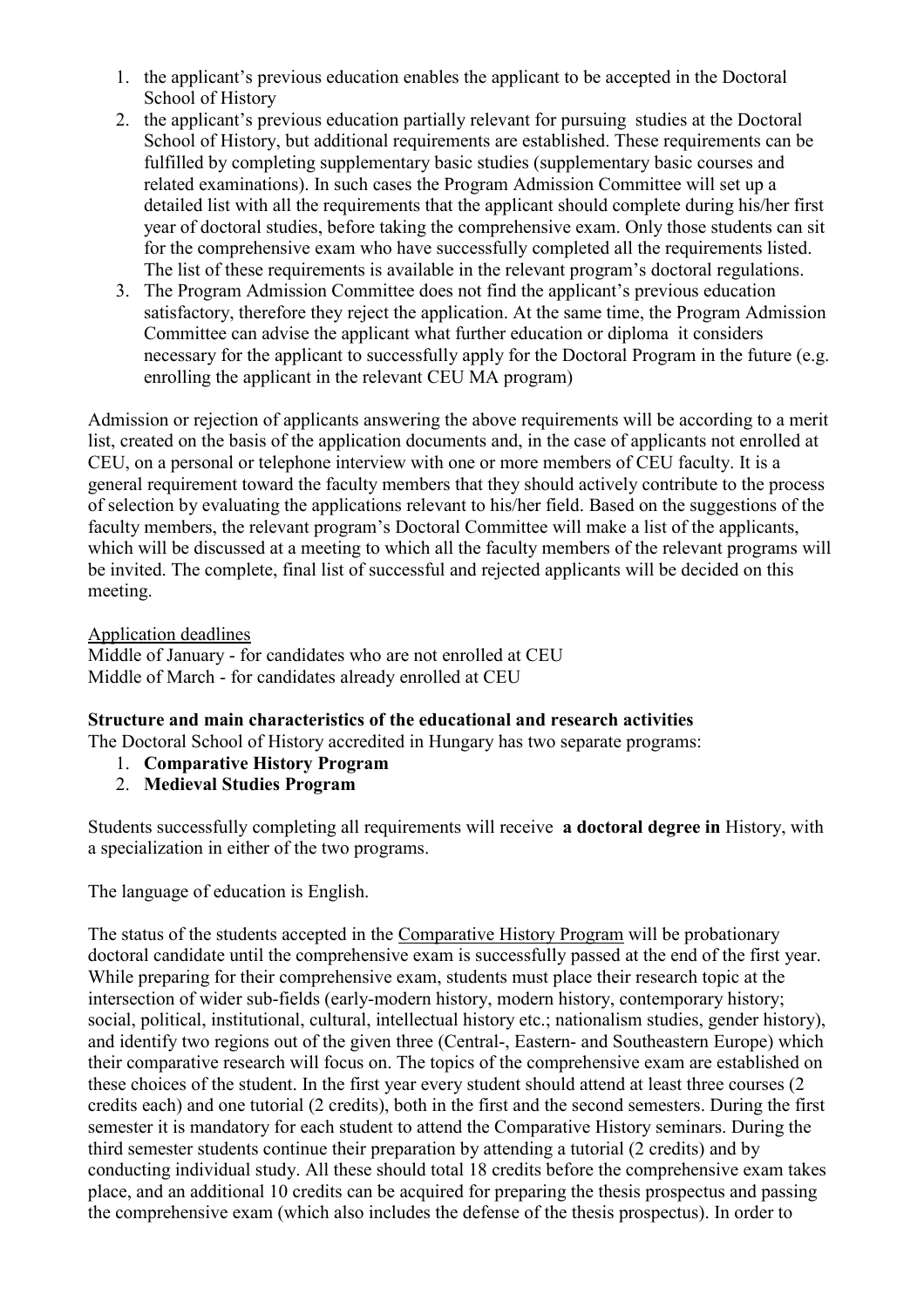1. the applicant's previous education enables the applicant to be accepted in the Doctoral School of History
2. the applicant's previous education partially relevant for pursuing studies at the Doctoral School of History, but additional requirements are established. These requirements can be fulfilled by completing supplementary basic studies (supplementary basic courses and related examinations). In such cases the Program Admission Committee will set up a detailed list with all the requirements that the applicant should complete during his/her first year of doctoral studies, before taking the comprehensive exam. Only those students can sit for the comprehensive exam who have successfully completed all the requirements listed. The list of these requirements is available in the relevant program's doctoral regulations.
3. The Program Admission Committee does not find the applicant's previous education satisfactory, therefore they reject the application. At the same time, the Program Admission Committee can advise the applicant what further education or diploma it considers necessary for the applicant to successfully apply for the Doctoral Program in the future (e.g. enrolling the applicant in the relevant CEU MA program)

Admission or rejection of applicants answering the above requirements will be according to a merit list, created on the basis of the application documents and, in the case of applicants not enrolled at CEU, on a personal or telephone interview with one or more members of CEU faculty. It is a general requirement toward the faculty members that they should actively contribute to the process of selection by evaluating the applications relevant to his/her field. Based on the suggestions of the faculty members, the relevant program's Doctoral Committee will make a list of the applicants, which will be discussed at a meeting to which all the faculty members of the relevant programs will be invited. The complete, final list of successful and rejected applicants will be decided on this meeting.

Application deadlines
Middle of January - for candidates who are not enrolled at CEU
Middle of March - for candidates already enrolled at CEU

**Structure and main characteristics of the educational and research activities**
The Doctoral School of History accredited in Hungary has two separate programs:

1. **Comparative History Program**
2. **Medieval Studies Program**

Students successfully completing all requirements will receive **a doctoral degree in** History, with a specialization in either of the two programs.

The language of education is English.

The status of the students accepted in the Comparative History Program will be probationary doctoral candidate until the comprehensive exam is successfully passed at the end of the first year. While preparing for their comprehensive exam, students must place their research topic at the intersection of wider sub-fields (early-modern history, modern history, contemporary history; social, political, institutional, cultural, intellectual history etc.; nationalism studies, gender history), and identify two regions out of the given three (Central-, Eastern- and Southeastern Europe) which their comparative research will focus on. The topics of the comprehensive exam are established on these choices of the student. In the first year every student should attend at least three courses (2 credits each) and one tutorial (2 credits), both in the first and the second semesters. During the first semester it is mandatory for each student to attend the Comparative History seminars. During the third semester students continue their preparation by attending a tutorial (2 credits) and by conducting individual study. All these should total 18 credits before the comprehensive exam takes place, and an additional 10 credits can be acquired for preparing the thesis prospectus and passing the comprehensive exam (which also includes the defense of the thesis prospectus). In order to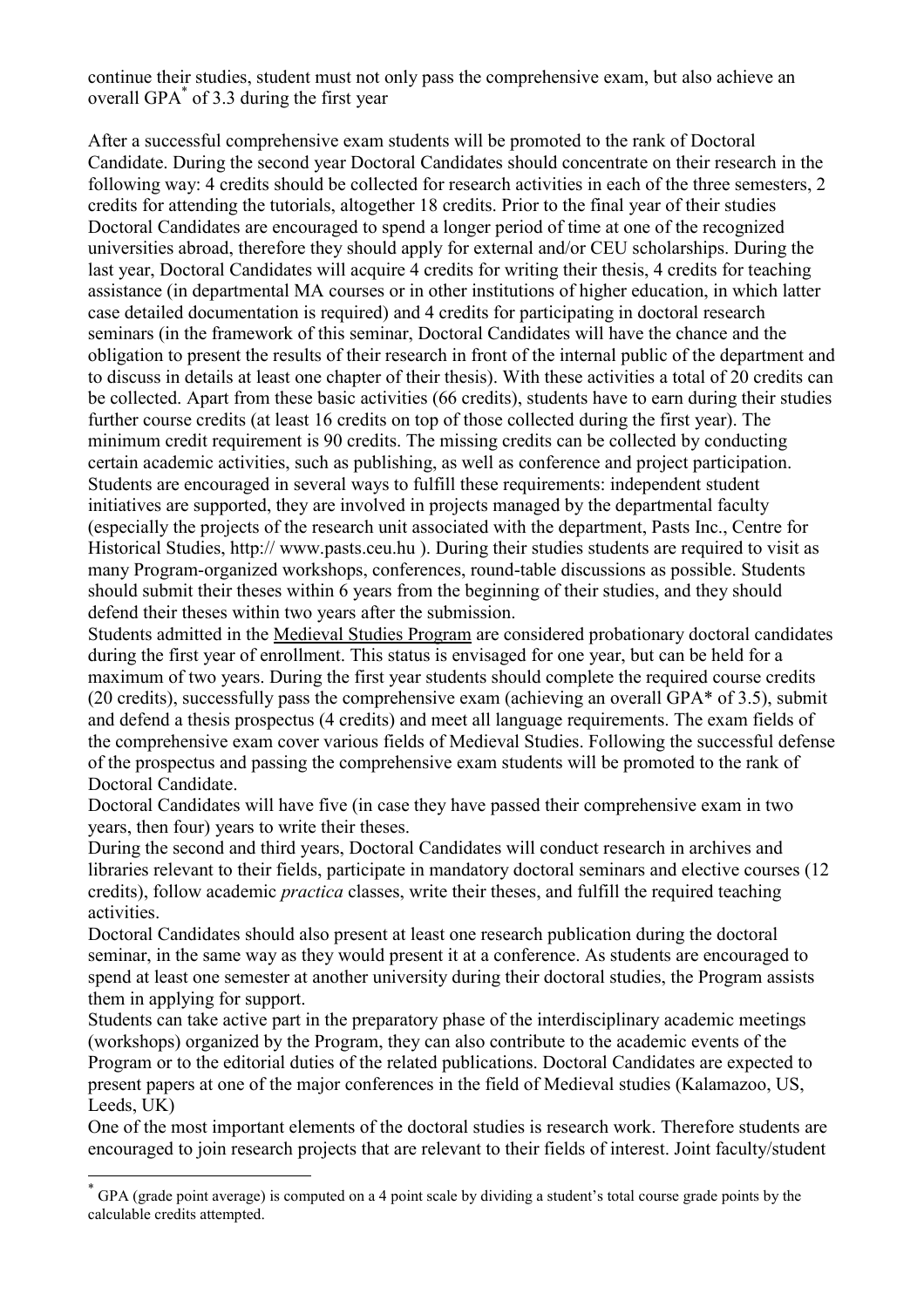continue their studies, student must not only pass the comprehensive exam, but also achieve an overall GPA[*] of 3.3 during the first year

After a successful comprehensive exam students will be promoted to the rank of Doctoral Candidate. During the second year Doctoral Candidates should concentrate on their research in the following way: 4 credits should be collected for research activities in each of the three semesters, 2 credits for attending the tutorials, altogether 18 credits. Prior to the final year of their studies Doctoral Candidates are encouraged to spend a longer period of time at one of the recognized universities abroad, therefore they should apply for external and/or CEU scholarships. During the last year, Doctoral Candidates will acquire 4 credits for writing their thesis, 4 credits for teaching assistance (in departmental MA courses or in other institutions of higher education, in which latter case detailed documentation is required) and 4 credits for participating in doctoral research seminars (in the framework of this seminar, Doctoral Candidates will have the chance and the obligation to present the results of their research in front of the internal public of the department and to discuss in details at least one chapter of their thesis). With these activities a total of 20 credits can be collected. Apart from these basic activities (66 credits), students have to earn during their studies further course credits (at least 16 credits on top of those collected during the first year). The minimum credit requirement is 90 credits. The missing credits can be collected by conducting certain academic activities, such as publishing, as well as conference and project participation. Students are encouraged in several ways to fulfill these requirements: independent student initiatives are supported, they are involved in projects managed by the departmental faculty (especially the projects of the research unit associated with the department, Pasts Inc., Centre for Historical Studies, http:// www.pasts.ceu.hu ). During their studies students are required to visit as many Program-organized workshops, conferences, round-table discussions as possible. Students should submit their theses within 6 years from the beginning of their studies, and they should defend their theses within two years after the submission.

Students admitted in the Medieval Studies Program are considered probationary doctoral candidates during the first year of enrollment. This status is envisaged for one year, but can be held for a maximum of two years. During the first year students should complete the required course credits (20 credits), successfully pass the comprehensive exam (achieving an overall GPA* of 3.5), submit and defend a thesis prospectus (4 credits) and meet all language requirements. The exam fields of the comprehensive exam cover various fields of Medieval Studies. Following the successful defense of the prospectus and passing the comprehensive exam students will be promoted to the rank of Doctoral Candidate.

Doctoral Candidates will have five (in case they have passed their comprehensive exam in two years, then four) years to write their theses.

During the second and third years, Doctoral Candidates will conduct research in archives and libraries relevant to their fields, participate in mandatory doctoral seminars and elective courses (12 credits), follow academic *practica* classes, write their theses, and fulfill the required teaching activities.

Doctoral Candidates should also present at least one research publication during the doctoral seminar, in the same way as they would present it at a conference. As students are encouraged to spend at least one semester at another university during their doctoral studies, the Program assists them in applying for support.

Students can take active part in the preparatory phase of the interdisciplinary academic meetings (workshops) organized by the Program, they can also contribute to the academic events of the Program or to the editorial duties of the related publications. Doctoral Candidates are expected to present papers at one of the major conferences in the field of Medieval studies (Kalamazoo, US, Leeds, UK)

One of the most important elements of the doctoral studies is research work. Therefore students are encouraged to join research projects that are relevant to their fields of interest. Joint faculty/student

[*] GPA (grade point average) is computed on a 4 point scale by dividing a student's total course grade points by the calculable credits attempted.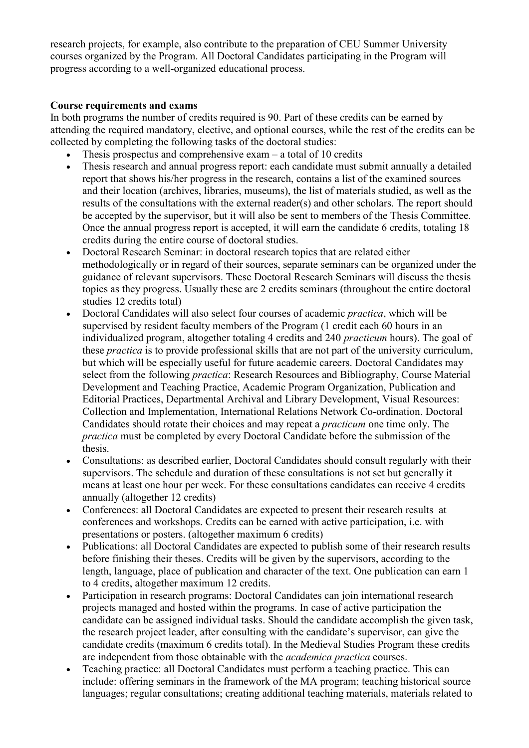research projects, for example, also contribute to the preparation of CEU Summer University courses organized by the Program. All Doctoral Candidates participating in the Program will progress according to a well-organized educational process.

**Course requirements and exams**

In both programs the number of credits required is 90. Part of these credits can be earned by attending the required mandatory, elective, and optional courses, while the rest of the credits can be collected by completing the following tasks of the doctoral studies:

- Thesis prospectus and comprehensive exam – a total of 10 credits
- Thesis research and annual progress report: each candidate must submit annually a detailed report that shows his/her progress in the research, contains a list of the examined sources and their location (archives, libraries, museums), the list of materials studied, as well as the results of the consultations with the external reader(s) and other scholars. The report should be accepted by the supervisor, but it will also be sent to members of the Thesis Committee. Once the annual progress report is accepted, it will earn the candidate 6 credits, totaling 18 credits during the entire course of doctoral studies.
- Doctoral Research Seminar: in doctoral research topics that are related either methodologically or in regard of their sources, separate seminars can be organized under the guidance of relevant supervisors. These Doctoral Research Seminars will discuss the thesis topics as they progress. Usually these are 2 credits seminars (throughout the entire doctoral studies 12 credits total)
- Doctoral Candidates will also select four courses of academic *practica*, which will be supervised by resident faculty members of the Program (1 credit each 60 hours in an individualized program, altogether totaling 4 credits and 240 *practicum* hours). The goal of these *practica* is to provide professional skills that are not part of the university curriculum, but which will be especially useful for future academic careers. Doctoral Candidates may select from the following *practica*: Research Resources and Bibliography, Course Material Development and Teaching Practice, Academic Program Organization, Publication and Editorial Practices, Departmental Archival and Library Development, Visual Resources: Collection and Implementation, International Relations Network Co-ordination. Doctoral Candidates should rotate their choices and may repeat a *practicum* one time only. The *practica* must be completed by every Doctoral Candidate before the submission of the thesis.
- Consultations: as described earlier, Doctoral Candidates should consult regularly with their supervisors. The schedule and duration of these consultations is not set but generally it means at least one hour per week. For these consultations candidates can receive 4 credits annually (altogether 12 credits)
- Conferences: all Doctoral Candidates are expected to present their research results at conferences and workshops. Credits can be earned with active participation, i.e. with presentations or posters. (altogether maximum 6 credits)
- Publications: all Doctoral Candidates are expected to publish some of their research results before finishing their theses. Credits will be given by the supervisors, according to the length, language, place of publication and character of the text. One publication can earn 1 to 4 credits, altogether maximum 12 credits.
- Participation in research programs: Doctoral Candidates can join international research projects managed and hosted within the programs. In case of active participation the candidate can be assigned individual tasks. Should the candidate accomplish the given task, the research project leader, after consulting with the candidate's supervisor, can give the candidate credits (maximum 6 credits total). In the Medieval Studies Program these credits are independent from those obtainable with the *academica practica* courses.
- Teaching practice: all Doctoral Candidates must perform a teaching practice. This can include: offering seminars in the framework of the MA program; teaching historical source languages; regular consultations; creating additional teaching materials, materials related to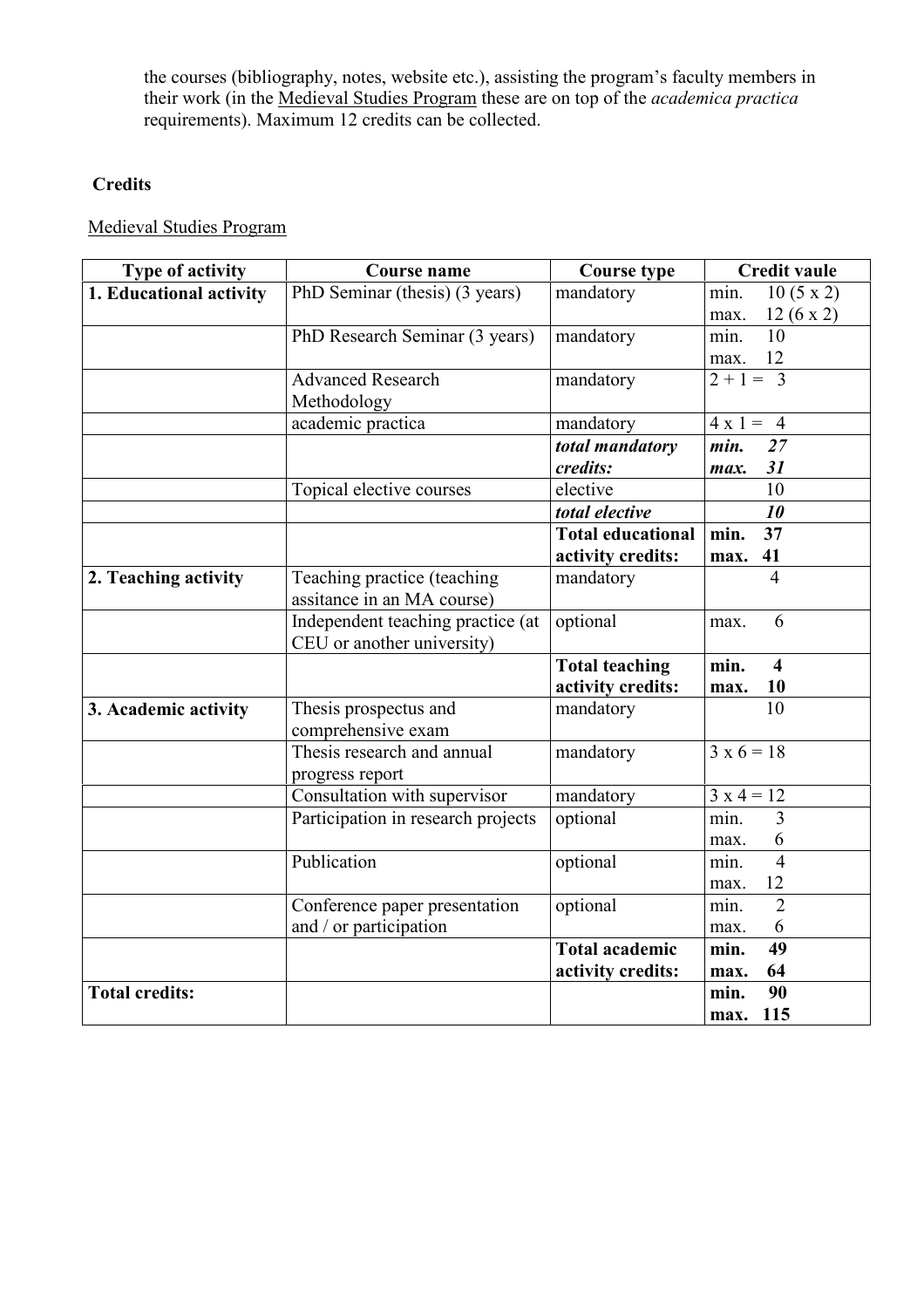the courses (bibliography, notes, website etc.), assisting the program's faculty members in their work (in the Medieval Studies Program these are on top of the *academica practica* requirements). Maximum 12 credits can be collected.

**Credits**

Medieval Studies Program

| Type of activity | Course name | Course type | Credit vaule |
|---|---|---|---|
| **1. Educational activity** | PhD Seminar (thesis) (3 years) | mandatory | min. 10 (5 x 2)<br>max. 12 (6 x 2) |
| | PhD Research Seminar (3 years) | mandatory | min. 10<br>max. 12 |
| | Advanced Research Methodology | mandatory | 2 + 1 = 3 |
| | academic practica | mandatory | 4 x 1 = 4 |
| | | ***total mandatory credits:*** | ***min. 27***<br>***max. 31*** |
| | Topical elective courses | elective | 10 |
| | | ***total elective*** | ***10*** |
| | | **Total educational activity credits:** | **min. 37**<br>**max. 41** |
| **2. Teaching activity** | Teaching practice (teaching assitance in an MA course) | mandatory | 4 |
| | Independent teaching practice (at CEU or another university) | optional | max. 6 |
| | | **Total teaching activity credits:** | **min. 4**<br>**max. 10** |
| **3. Academic activity** | Thesis prospectus and comprehensive exam | mandatory | 10 |
| | Thesis research and annual progress report | mandatory | 3 x 6 = 18 |
| | Consultation with supervisor | mandatory | 3 x 4 = 12 |
| | Participation in research projects | optional | min. 3<br>max. 6 |
| | Publication | optional | min. 4<br>max. 12 |
| | Conference paper presentation and / or participation | optional | min. 2<br>max. 6 |
| | | **Total academic activity credits:** | **min. 49**<br>**max. 64** |
| **Total credits:** | | | **min. 90**<br>**max. 115** |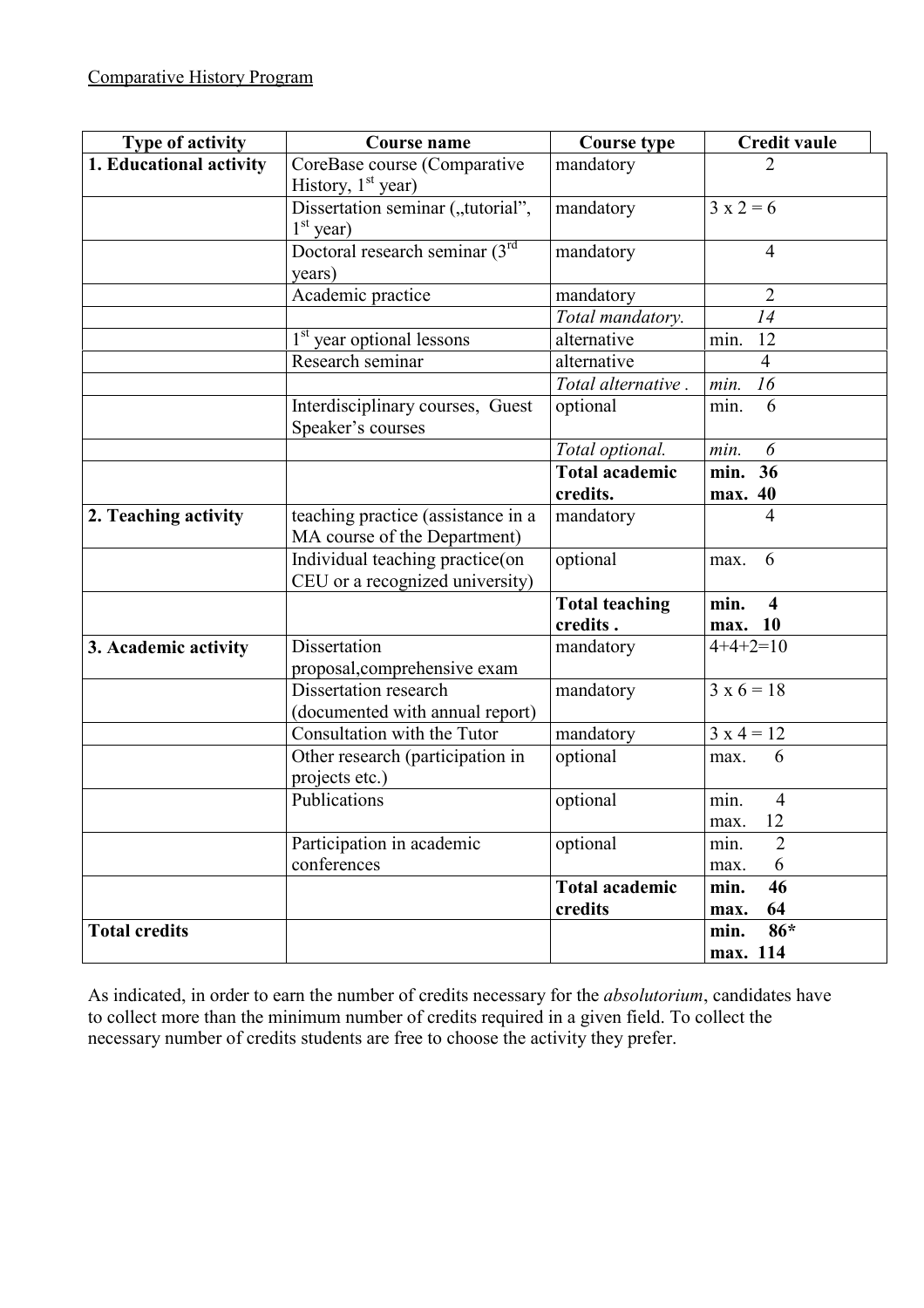Comparative History Program

| Type of activity | Course name | Course type | Credit vaule |
|---|---|---|---|
| **1. Educational activity** | CoreBase course (Comparative History, 1st year) | mandatory | 2 |
| | Dissertation seminar („tutorial", 1st year) | mandatory | 3 x 2 = 6 |
| | Doctoral research seminar (3rd years) | mandatory | 4 |
| | Academic practice | mandatory | 2 |
| | | *Total mandatory.* | *14* |
| | 1st year optional lessons | alternative | min. 12 |
| | Research seminar | alternative | 4 |
| | | *Total alternative .* | *min. 16* |
| | Interdisciplinary courses, Guest Speaker's courses | optional | min. 6 |
| | | *Total optional.* | *min. 6* |
| | | **Total academic credits.** | **min. 36 max. 40** |
| **2. Teaching activity** | teaching practice (assistance in a MA course of the Department) | mandatory | 4 |
| | Individual teaching practice(on CEU or a recognized university) | optional | max. 6 |
| | | **Total teaching credits .** | **min. 4 max. 10** |
| **3. Academic activity** | Dissertation proposal,comprehensive exam | mandatory | 4+4+2=10 |
| | Dissertation research (documented with annual report) | mandatory | 3 x 6 = 18 |
| | Consultation with the Tutor | mandatory | 3 x 4 = 12 |
| | Other research (participation in projects etc.) | optional | max. 6 |
| | Publications | optional | min. 4 max. 12 |
| | Participation in academic conferences | optional | min. 2 max. 6 |
| | | **Total academic credits** | **min. 46 max. 64** |
| **Total credits** | | | **min. 86* max. 114** |

As indicated, in order to earn the number of credits necessary for the *absolutorium*, candidates have to collect more than the minimum number of credits required in a given field. To collect the necessary number of credits students are free to choose the activity they prefer.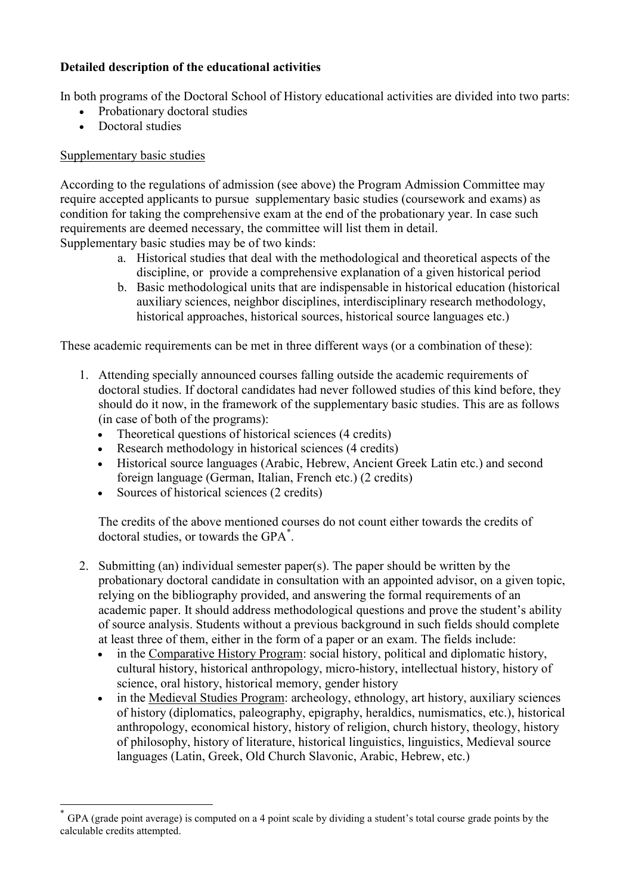**Detailed description of the educational activities**

In both programs of the Doctoral School of History educational activities are divided into two parts:

- Probationary doctoral studies
- Doctoral studies

Supplementary basic studies

According to the regulations of admission (see above) the Program Admission Committee may require accepted applicants to pursue supplementary basic studies (coursework and exams) as condition for taking the comprehensive exam at the end of the probationary year. In case such requirements are deemed necessary, the committee will list them in detail.
Supplementary basic studies may be of two kinds:

a. Historical studies that deal with the methodological and theoretical aspects of the discipline, or provide a comprehensive explanation of a given historical period
b. Basic methodological units that are indispensable in historical education (historical auxiliary sciences, neighbor disciplines, interdisciplinary research methodology, historical approaches, historical sources, historical source languages etc.)

These academic requirements can be met in three different ways (or a combination of these):

1. Attending specially announced courses falling outside the academic requirements of doctoral studies. If doctoral candidates had never followed studies of this kind before, they should do it now, in the framework of the supplementary basic studies. This are as follows (in case of both of the programs):
   - Theoretical questions of historical sciences (4 credits)
   - Research methodology in historical sciences (4 credits)
   - Historical source languages (Arabic, Hebrew, Ancient Greek Latin etc.) and second foreign language (German, Italian, French etc.) (2 credits)
   - Sources of historical sciences (2 credits)

   The credits of the above mentioned courses do not count either towards the credits of doctoral studies, or towards the GPA*.

2. Submitting (an) individual semester paper(s). The paper should be written by the probationary doctoral candidate in consultation with an appointed advisor, on a given topic, relying on the bibliography provided, and answering the formal requirements of an academic paper. It should address methodological questions and prove the student's ability of source analysis. Students without a previous background in such fields should complete at least three of them, either in the form of a paper or an exam. The fields include:
   - in the Comparative History Program: social history, political and diplomatic history, cultural history, historical anthropology, micro-history, intellectual history, history of science, oral history, historical memory, gender history
   - in the Medieval Studies Program: archeology, ethnology, art history, auxiliary sciences of history (diplomatics, paleography, epigraphy, heraldics, numismatics, etc.), historical anthropology, economical history, history of religion, church history, theology, history of philosophy, history of literature, historical linguistics, linguistics, Medieval source languages (Latin, Greek, Old Church Slavonic, Arabic, Hebrew, etc.)

---

* GPA (grade point average) is computed on a 4 point scale by dividing a student's total course grade points by the calculable credits attempted.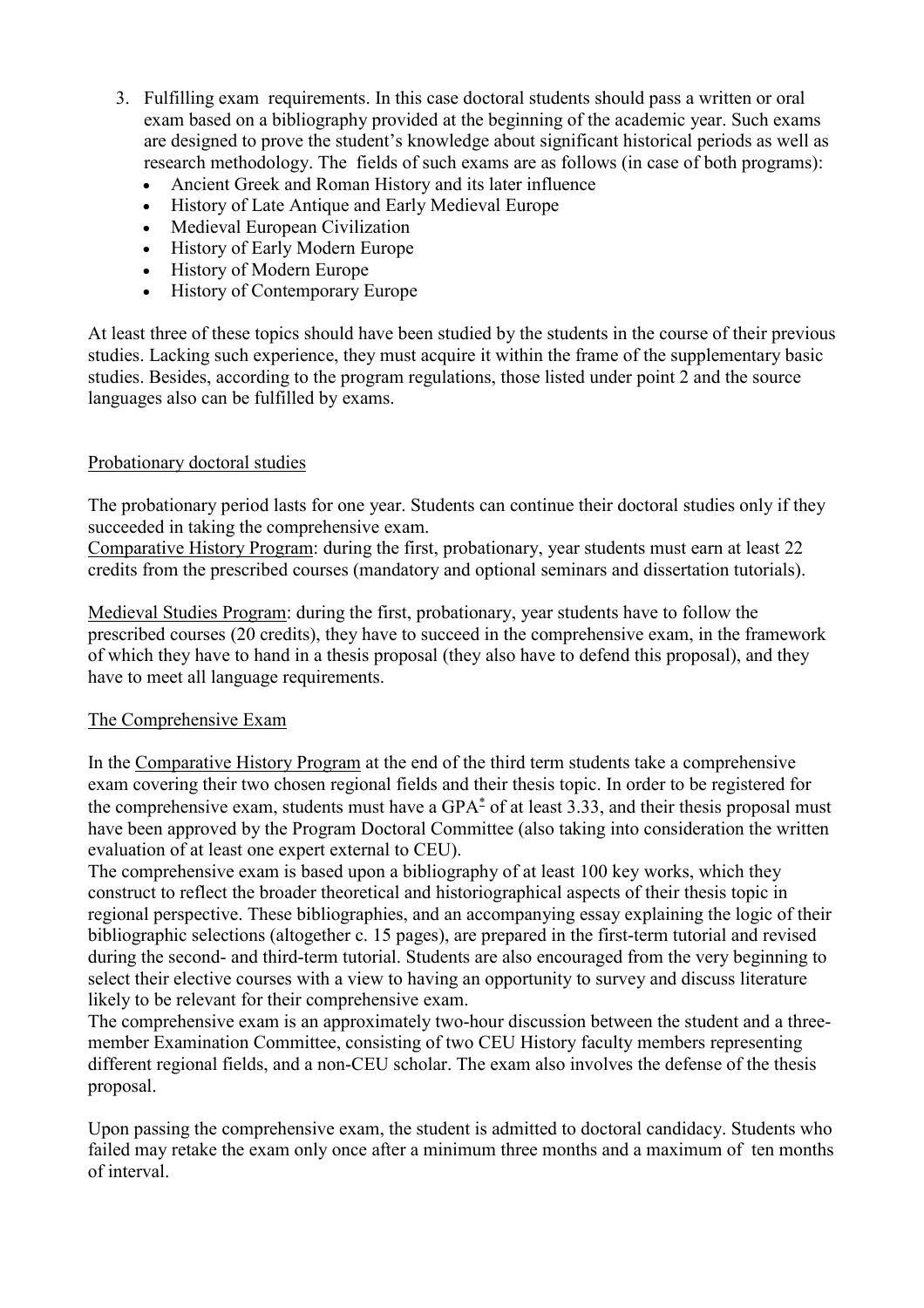3. Fulfilling exam requirements. In this case doctoral students should pass a written or oral exam based on a bibliography provided at the beginning of the academic year. Such exams are designed to prove the student's knowledge about significant historical periods as well as research methodology. The fields of such exams are as follows (in case of both programs):
   - Ancient Greek and Roman History and its later influence
   - History of Late Antique and Early Medieval Europe
   - Medieval European Civilization
   - History of Early Modern Europe
   - History of Modern Europe
   - History of Contemporary Europe

At least three of these topics should have been studied by the students in the course of their previous studies. Lacking such experience, they must acquire it within the frame of the supplementary basic studies. Besides, according to the program regulations, those listed under point 2 and the source languages also can be fulfilled by exams.

Probationary doctoral studies

The probationary period lasts for one year. Students can continue their doctoral studies only if they succeeded in taking the comprehensive exam.

Comparative History Program: during the first, probationary, year students must earn at least 22 credits from the prescribed courses (mandatory and optional seminars and dissertation tutorials).

Medieval Studies Program: during the first, probationary, year students have to follow the prescribed courses (20 credits), they have to succeed in the comprehensive exam, in the framework of which they have to hand in a thesis proposal (they also have to defend this proposal), and they have to meet all language requirements.

The Comprehensive Exam

In the Comparative History Program at the end of the third term students take a comprehensive exam covering their two chosen regional fields and their thesis topic. In order to be registered for the comprehensive exam, students must have a GPA* of at least 3.33, and their thesis proposal must have been approved by the Program Doctoral Committee (also taking into consideration the written evaluation of at least one expert external to CEU).

The comprehensive exam is based upon a bibliography of at least 100 key works, which they construct to reflect the broader theoretical and historiographical aspects of their thesis topic in regional perspective. These bibliographies, and an accompanying essay explaining the logic of their bibliographic selections (altogether c. 15 pages), are prepared in the first-term tutorial and revised during the second- and third-term tutorial. Students are also encouraged from the very beginning to select their elective courses with a view to having an opportunity to survey and discuss literature likely to be relevant for their comprehensive exam.

The comprehensive exam is an approximately two-hour discussion between the student and a three-member Examination Committee, consisting of two CEU History faculty members representing different regional fields, and a non-CEU scholar. The exam also involves the defense of the thesis proposal.

Upon passing the comprehensive exam, the student is admitted to doctoral candidacy. Students who failed may retake the exam only once after a minimum three months and a maximum of ten months of interval.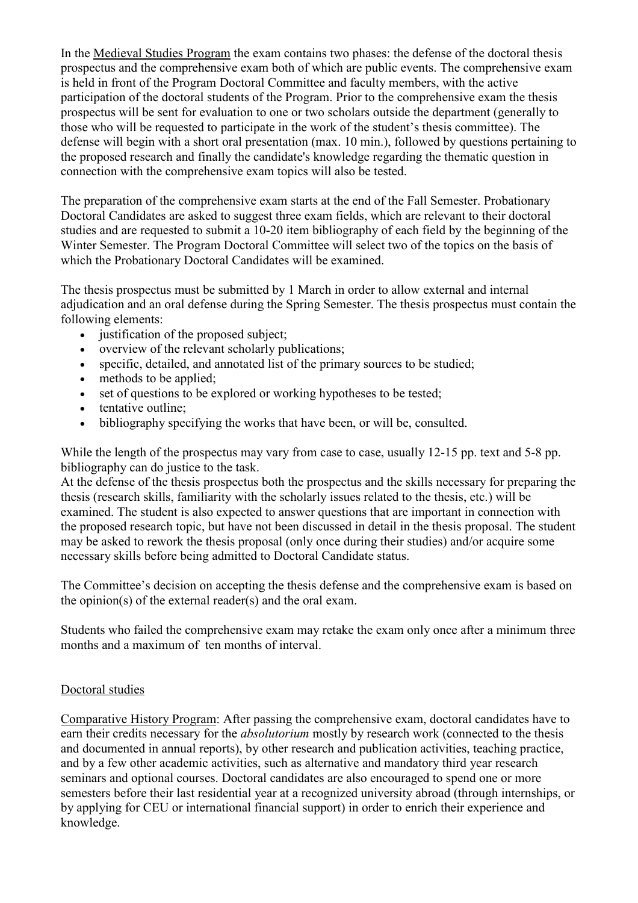In the Medieval Studies Program the exam contains two phases: the defense of the doctoral thesis prospectus and the comprehensive exam both of which are public events. The comprehensive exam is held in front of the Program Doctoral Committee and faculty members, with the active participation of the doctoral students of the Program. Prior to the comprehensive exam the thesis prospectus will be sent for evaluation to one or two scholars outside the department (generally to those who will be requested to participate in the work of the student's thesis committee). The defense will begin with a short oral presentation (max. 10 min.), followed by questions pertaining to the proposed research and finally the candidate's knowledge regarding the thematic question in connection with the comprehensive exam topics will also be tested.

The preparation of the comprehensive exam starts at the end of the Fall Semester. Probationary Doctoral Candidates are asked to suggest three exam fields, which are relevant to their doctoral studies and are requested to submit a 10-20 item bibliography of each field by the beginning of the Winter Semester. The Program Doctoral Committee will select two of the topics on the basis of which the Probationary Doctoral Candidates will be examined.

The thesis prospectus must be submitted by 1 March in order to allow external and internal adjudication and an oral defense during the Spring Semester. The thesis prospectus must contain the following elements:

- justification of the proposed subject;
- overview of the relevant scholarly publications;
- specific, detailed, and annotated list of the primary sources to be studied;
- methods to be applied;
- set of questions to be explored or working hypotheses to be tested;
- tentative outline;
- bibliography specifying the works that have been, or will be, consulted.

While the length of the prospectus may vary from case to case, usually 12-15 pp. text and 5-8 pp. bibliography can do justice to the task.
At the defense of the thesis prospectus both the prospectus and the skills necessary for preparing the thesis (research skills, familiarity with the scholarly issues related to the thesis, etc.) will be examined. The student is also expected to answer questions that are important in connection with the proposed research topic, but have not been discussed in detail in the thesis proposal. The student may be asked to rework the thesis proposal (only once during their studies) and/or acquire some necessary skills before being admitted to Doctoral Candidate status.

The Committee's decision on accepting the thesis defense and the comprehensive exam is based on the opinion(s) of the external reader(s) and the oral exam.

Students who failed the comprehensive exam may retake the exam only once after a minimum three months and a maximum of ten months of interval.

Doctoral studies

Comparative History Program: After passing the comprehensive exam, doctoral candidates have to earn their credits necessary for the *absolutorium* mostly by research work (connected to the thesis and documented in annual reports), by other research and publication activities, teaching practice, and by a few other academic activities, such as alternative and mandatory third year research seminars and optional courses. Doctoral candidates are also encouraged to spend one or more semesters before their last residential year at a recognized university abroad (through internships, or by applying for CEU or international financial support) in order to enrich their experience and knowledge.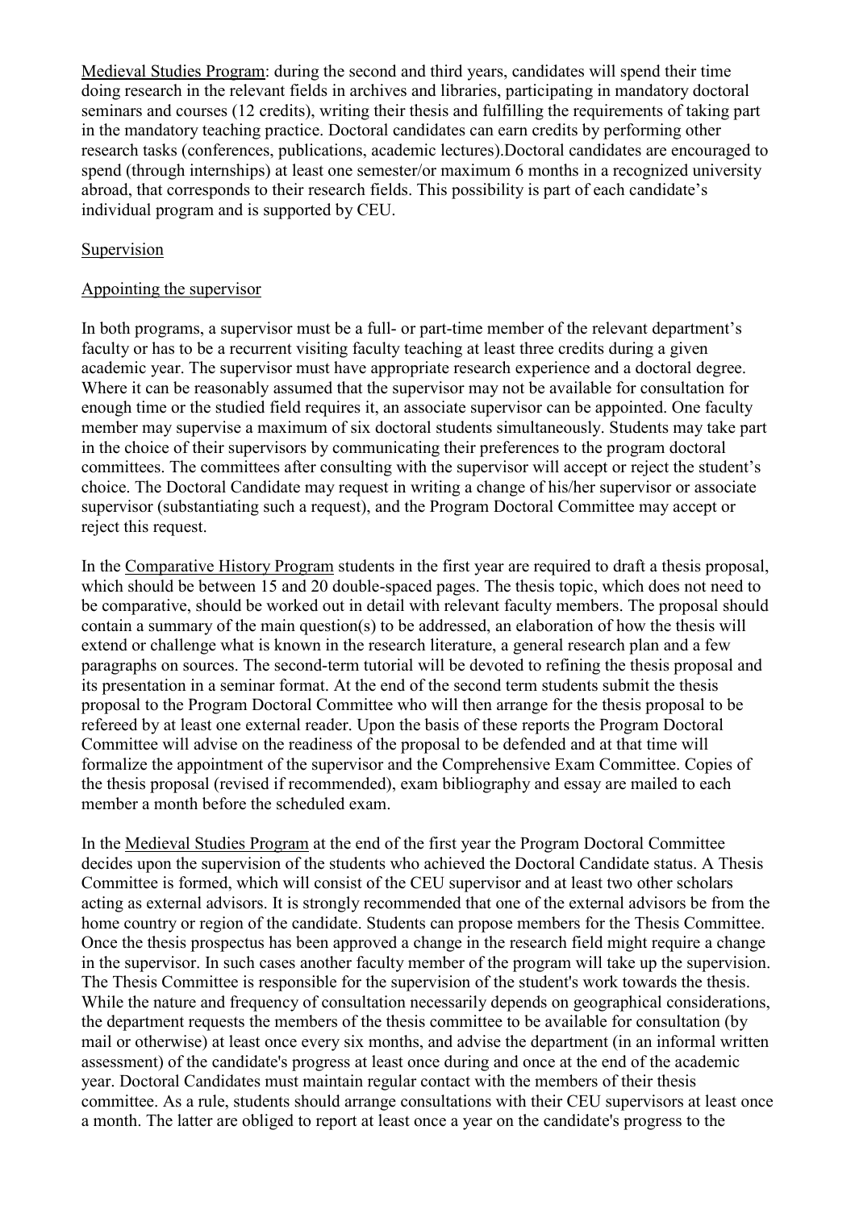Medieval Studies Program: during the second and third years, candidates will spend their time doing research in the relevant fields in archives and libraries, participating in mandatory doctoral seminars and courses (12 credits), writing their thesis and fulfilling the requirements of taking part in the mandatory teaching practice. Doctoral candidates can earn credits by performing other research tasks (conferences, publications, academic lectures).Doctoral candidates are encouraged to spend (through internships) at least one semester/or maximum 6 months in a recognized university abroad, that corresponds to their research fields. This possibility is part of each candidate's individual program and is supported by CEU.

Supervision

Appointing the supervisor

In both programs, a supervisor must be a full- or part-time member of the relevant department's faculty or has to be a recurrent visiting faculty teaching at least three credits during a given academic year. The supervisor must have appropriate research experience and a doctoral degree. Where it can be reasonably assumed that the supervisor may not be available for consultation for enough time or the studied field requires it, an associate supervisor can be appointed. One faculty member may supervise a maximum of six doctoral students simultaneously. Students may take part in the choice of their supervisors by communicating their preferences to the program doctoral committees. The committees after consulting with the supervisor will accept or reject the student's choice. The Doctoral Candidate may request in writing a change of his/her supervisor or associate supervisor (substantiating such a request), and the Program Doctoral Committee may accept or reject this request.

In the Comparative History Program students in the first year are required to draft a thesis proposal, which should be between 15 and 20 double-spaced pages. The thesis topic, which does not need to be comparative, should be worked out in detail with relevant faculty members. The proposal should contain a summary of the main question(s) to be addressed, an elaboration of how the thesis will extend or challenge what is known in the research literature, a general research plan and a few paragraphs on sources. The second-term tutorial will be devoted to refining the thesis proposal and its presentation in a seminar format. At the end of the second term students submit the thesis proposal to the Program Doctoral Committee who will then arrange for the thesis proposal to be refereed by at least one external reader. Upon the basis of these reports the Program Doctoral Committee will advise on the readiness of the proposal to be defended and at that time will formalize the appointment of the supervisor and the Comprehensive Exam Committee. Copies of the thesis proposal (revised if recommended), exam bibliography and essay are mailed to each member a month before the scheduled exam.

In the Medieval Studies Program at the end of the first year the Program Doctoral Committee decides upon the supervision of the students who achieved the Doctoral Candidate status. A Thesis Committee is formed, which will consist of the CEU supervisor and at least two other scholars acting as external advisors. It is strongly recommended that one of the external advisors be from the home country or region of the candidate. Students can propose members for the Thesis Committee. Once the thesis prospectus has been approved a change in the research field might require a change in the supervisor. In such cases another faculty member of the program will take up the supervision. The Thesis Committee is responsible for the supervision of the student's work towards the thesis. While the nature and frequency of consultation necessarily depends on geographical considerations, the department requests the members of the thesis committee to be available for consultation (by mail or otherwise) at least once every six months, and advise the department (in an informal written assessment) of the candidate's progress at least once during and once at the end of the academic year. Doctoral Candidates must maintain regular contact with the members of their thesis committee. As a rule, students should arrange consultations with their CEU supervisors at least once a month. The latter are obliged to report at least once a year on the candidate's progress to the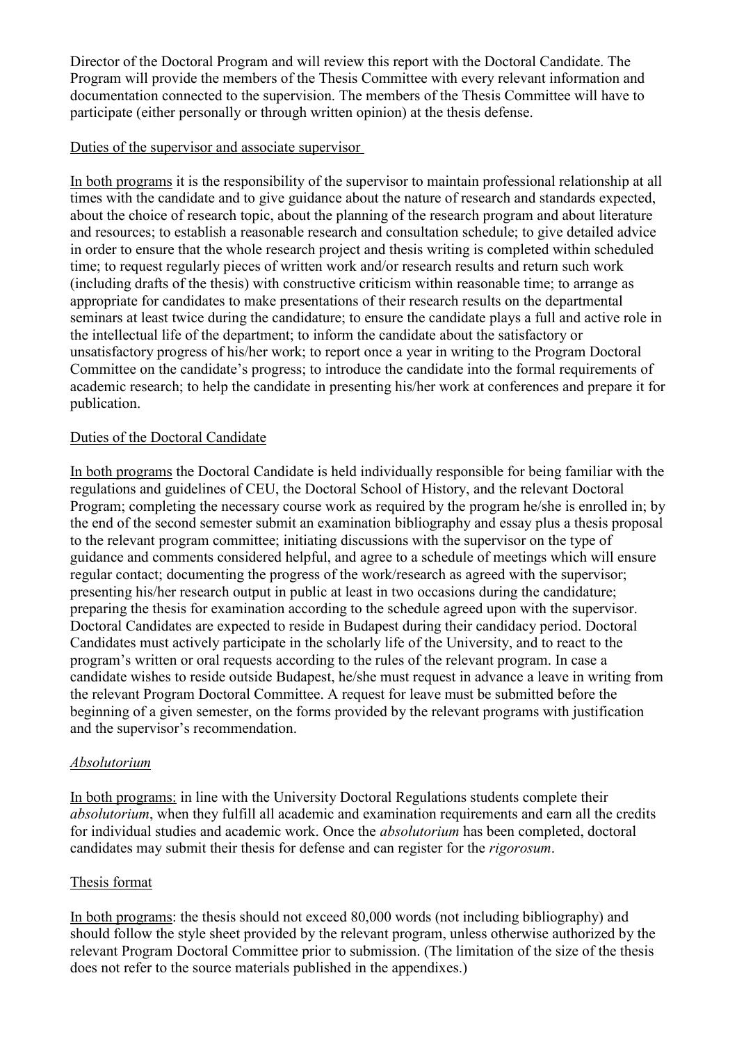Director of the Doctoral Program and will review this report with the Doctoral Candidate. The Program will provide the members of the Thesis Committee with every relevant information and documentation connected to the supervision. The members of the Thesis Committee will have to participate (either personally or through written opinion) at the thesis defense.

Duties of the supervisor and associate supervisor

In both programs it is the responsibility of the supervisor to maintain professional relationship at all times with the candidate and to give guidance about the nature of research and standards expected, about the choice of research topic, about the planning of the research program and about literature and resources; to establish a reasonable research and consultation schedule; to give detailed advice in order to ensure that the whole research project and thesis writing is completed within scheduled time; to request regularly pieces of written work and/or research results and return such work (including drafts of the thesis) with constructive criticism within reasonable time; to arrange as appropriate for candidates to make presentations of their research results on the departmental seminars at least twice during the candidature; to ensure the candidate plays a full and active role in the intellectual life of the department; to inform the candidate about the satisfactory or unsatisfactory progress of his/her work; to report once a year in writing to the Program Doctoral Committee on the candidate's progress; to introduce the candidate into the formal requirements of academic research; to help the candidate in presenting his/her work at conferences and prepare it for publication.

Duties of the Doctoral Candidate

In both programs the Doctoral Candidate is held individually responsible for being familiar with the regulations and guidelines of CEU, the Doctoral School of History, and the relevant Doctoral Program; completing the necessary course work as required by the program he/she is enrolled in; by the end of the second semester submit an examination bibliography and essay plus a thesis proposal to the relevant program committee; initiating discussions with the supervisor on the type of guidance and comments considered helpful, and agree to a schedule of meetings which will ensure regular contact; documenting the progress of the work/research as agreed with the supervisor; presenting his/her research output in public at least in two occasions during the candidature; preparing the thesis for examination according to the schedule agreed upon with the supervisor. Doctoral Candidates are expected to reside in Budapest during their candidacy period. Doctoral Candidates must actively participate in the scholarly life of the University, and to react to the program's written or oral requests according to the rules of the relevant program. In case a candidate wishes to reside outside Budapest, he/she must request in advance a leave in writing from the relevant Program Doctoral Committee. A request for leave must be submitted before the beginning of a given semester, on the forms provided by the relevant programs with justification and the supervisor's recommendation.

*Absolutorium*

In both programs: in line with the University Doctoral Regulations students complete their *absolutorium*, when they fulfill all academic and examination requirements and earn all the credits for individual studies and academic work. Once the *absolutorium* has been completed, doctoral candidates may submit their thesis for defense and can register for the *rigorosum*.

Thesis format

In both programs: the thesis should not exceed 80,000 words (not including bibliography) and should follow the style sheet provided by the relevant program, unless otherwise authorized by the relevant Program Doctoral Committee prior to submission. (The limitation of the size of the thesis does not refer to the source materials published in the appendixes.)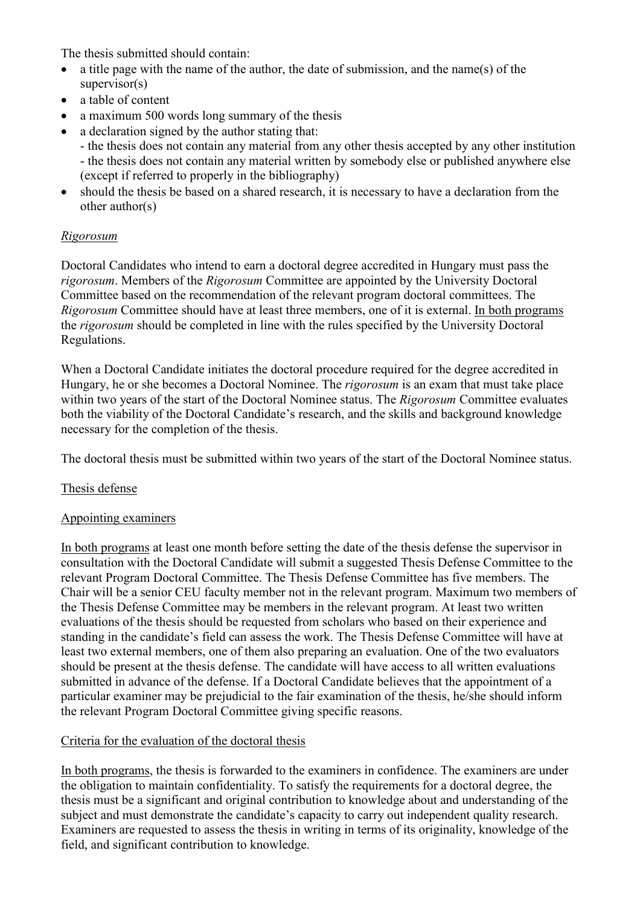The thesis submitted should contain:

- a title page with the name of the author, the date of submission, and the name(s) of the supervisor(s)
- a table of content
- a maximum 500 words long summary of the thesis
- a declaration signed by the author stating that:
  - the thesis does not contain any material from any other thesis accepted by any other institution
  - the thesis does not contain any material written by somebody else or published anywhere else (except if referred to properly in the bibliography)
- should the thesis be based on a shared research, it is necessary to have a declaration from the other author(s)

### *Rigorosum*

Doctoral Candidates who intend to earn a doctoral degree accredited in Hungary must pass the *rigorosum*. Members of the *Rigorosum* Committee are appointed by the University Doctoral Committee based on the recommendation of the relevant program doctoral committees. The *Rigorosum* Committee should have at least three members, one of it is external. In both programs the *rigorosum* should be completed in line with the rules specified by the University Doctoral Regulations.

When a Doctoral Candidate initiates the doctoral procedure required for the degree accredited in Hungary, he or she becomes a Doctoral Nominee. The *rigorosum* is an exam that must take place within two years of the start of the Doctoral Nominee status. The *Rigorosum* Committee evaluates both the viability of the Doctoral Candidate's research, and the skills and background knowledge necessary for the completion of the thesis.

The doctoral thesis must be submitted within two years of the start of the Doctoral Nominee status.

### Thesis defense

#### Appointing examiners

In both programs at least one month before setting the date of the thesis defense the supervisor in consultation with the Doctoral Candidate will submit a suggested Thesis Defense Committee to the relevant Program Doctoral Committee. The Thesis Defense Committee has five members. The Chair will be a senior CEU faculty member not in the relevant program. Maximum two members of the Thesis Defense Committee may be members in the relevant program. At least two written evaluations of the thesis should be requested from scholars who based on their experience and standing in the candidate's field can assess the work. The Thesis Defense Committee will have at least two external members, one of them also preparing an evaluation. One of the two evaluators should be present at the thesis defense. The candidate will have access to all written evaluations submitted in advance of the defense. If a Doctoral Candidate believes that the appointment of a particular examiner may be prejudicial to the fair examination of the thesis, he/she should inform the relevant Program Doctoral Committee giving specific reasons.

#### Criteria for the evaluation of the doctoral thesis

In both programs, the thesis is forwarded to the examiners in confidence. The examiners are under the obligation to maintain confidentiality. To satisfy the requirements for a doctoral degree, the thesis must be a significant and original contribution to knowledge about and understanding of the subject and must demonstrate the candidate's capacity to carry out independent quality research. Examiners are requested to assess the thesis in writing in terms of its originality, knowledge of the field, and significant contribution to knowledge.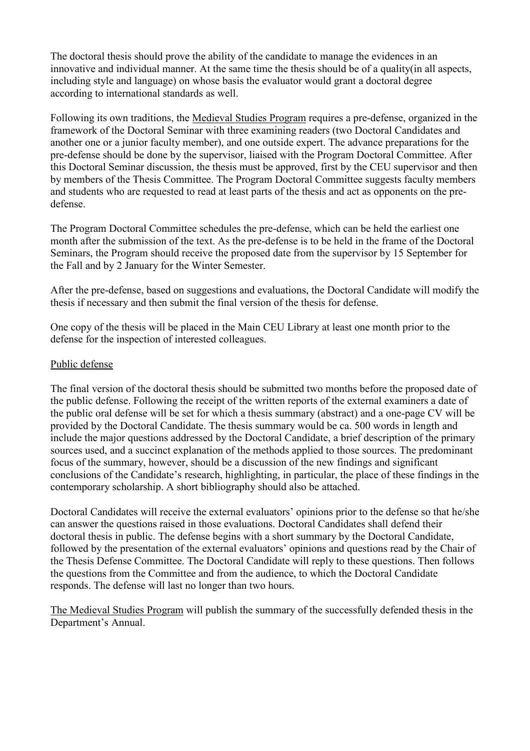The doctoral thesis should prove the ability of the candidate to manage the evidences in an innovative and individual manner. At the same time the thesis should be of a quality(in all aspects, including style and language) on whose basis the evaluator would grant a doctoral degree according to international standards as well.

Following its own traditions, the Medieval Studies Program requires a pre-defense, organized in the framework of the Doctoral Seminar with three examining readers (two Doctoral Candidates and another one or a junior faculty member), and one outside expert. The advance preparations for the pre-defense should be done by the supervisor, liaised with the Program Doctoral Committee. After this Doctoral Seminar discussion, the thesis must be approved, first by the CEU supervisor and then by members of the Thesis Committee. The Program Doctoral Committee suggests faculty members and students who are requested to read at least parts of the thesis and act as opponents on the pre-defense.

The Program Doctoral Committee schedules the pre-defense, which can be held the earliest one month after the submission of the text. As the pre-defense is to be held in the frame of the Doctoral Seminars, the Program should receive the proposed date from the supervisor by 15 September for the Fall and by 2 January for the Winter Semester.

After the pre-defense, based on suggestions and evaluations, the Doctoral Candidate will modify the thesis if necessary and then submit the final version of the thesis for defense.

One copy of the thesis will be placed in the Main CEU Library at least one month prior to the defense for the inspection of interested colleagues.

## Public defense

The final version of the doctoral thesis should be submitted two months before the proposed date of the public defense. Following the receipt of the written reports of the external examiners a date of the public oral defense will be set for which a thesis summary (abstract) and a one-page CV will be provided by the Doctoral Candidate. The thesis summary would be ca. 500 words in length and include the major questions addressed by the Doctoral Candidate, a brief description of the primary sources used, and a succinct explanation of the methods applied to those sources. The predominant focus of the summary, however, should be a discussion of the new findings and significant conclusions of the Candidate's research, highlighting, in particular, the place of these findings in the contemporary scholarship. A short bibliography should also be attached.

Doctoral Candidates will receive the external evaluators' opinions prior to the defense so that he/she can answer the questions raised in those evaluations. Doctoral Candidates shall defend their doctoral thesis in public. The defense begins with a short summary by the Doctoral Candidate, followed by the presentation of the external evaluators' opinions and questions read by the Chair of the Thesis Defense Committee. The Doctoral Candidate will reply to these questions. Then follows the questions from the Committee and from the audience, to which the Doctoral Candidate responds. The defense will last no longer than two hours.

The Medieval Studies Program will publish the summary of the successfully defended thesis in the Department's Annual.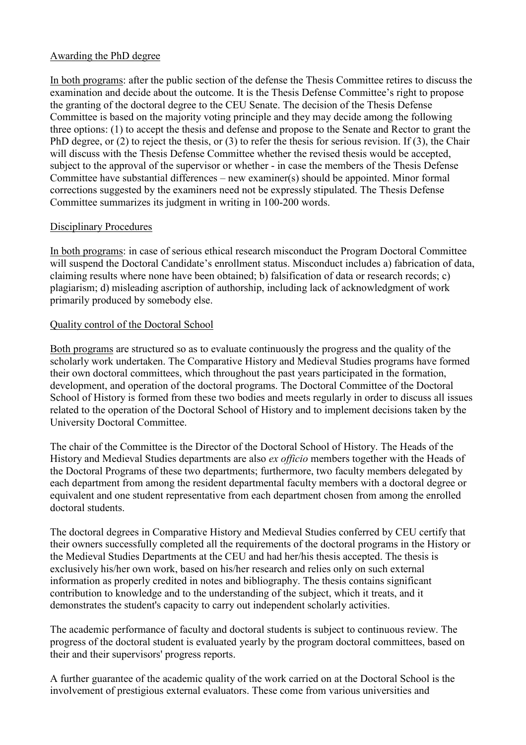Awarding the PhD degree

In both programs: after the public section of the defense the Thesis Committee retires to discuss the examination and decide about the outcome. It is the Thesis Defense Committee's right to propose the granting of the doctoral degree to the CEU Senate. The decision of the Thesis Defense Committee is based on the majority voting principle and they may decide among the following three options: (1) to accept the thesis and defense and propose to the Senate and Rector to grant the PhD degree, or (2) to reject the thesis, or (3) to refer the thesis for serious revision. If (3), the Chair will discuss with the Thesis Defense Committee whether the revised thesis would be accepted, subject to the approval of the supervisor or whether - in case the members of the Thesis Defense Committee have substantial differences – new examiner(s) should be appointed. Minor formal corrections suggested by the examiners need not be expressly stipulated. The Thesis Defense Committee summarizes its judgment in writing in 100-200 words.

Disciplinary Procedures

In both programs: in case of serious ethical research misconduct the Program Doctoral Committee will suspend the Doctoral Candidate's enrollment status. Misconduct includes a) fabrication of data, claiming results where none have been obtained; b) falsification of data or research records; c) plagiarism; d) misleading ascription of authorship, including lack of acknowledgment of work primarily produced by somebody else.

Quality control of the Doctoral School

Both programs are structured so as to evaluate continuously the progress and the quality of the scholarly work undertaken. The Comparative History and Medieval Studies programs have formed their own doctoral committees, which throughout the past years participated in the formation, development, and operation of the doctoral programs. The Doctoral Committee of the Doctoral School of History is formed from these two bodies and meets regularly in order to discuss all issues related to the operation of the Doctoral School of History and to implement decisions taken by the University Doctoral Committee.

The chair of the Committee is the Director of the Doctoral School of History. The Heads of the History and Medieval Studies departments are also *ex officio* members together with the Heads of the Doctoral Programs of these two departments; furthermore, two faculty members delegated by each department from among the resident departmental faculty members with a doctoral degree or equivalent and one student representative from each department chosen from among the enrolled doctoral students.

The doctoral degrees in Comparative History and Medieval Studies conferred by CEU certify that their owners successfully completed all the requirements of the doctoral programs in the History or the Medieval Studies Departments at the CEU and had her/his thesis accepted. The thesis is exclusively his/her own work, based on his/her research and relies only on such external information as properly credited in notes and bibliography. The thesis contains significant contribution to knowledge and to the understanding of the subject, which it treats, and it demonstrates the student's capacity to carry out independent scholarly activities.

The academic performance of faculty and doctoral students is subject to continuous review. The progress of the doctoral student is evaluated yearly by the program doctoral committees, based on their and their supervisors' progress reports.

A further guarantee of the academic quality of the work carried on at the Doctoral School is the involvement of prestigious external evaluators. These come from various universities and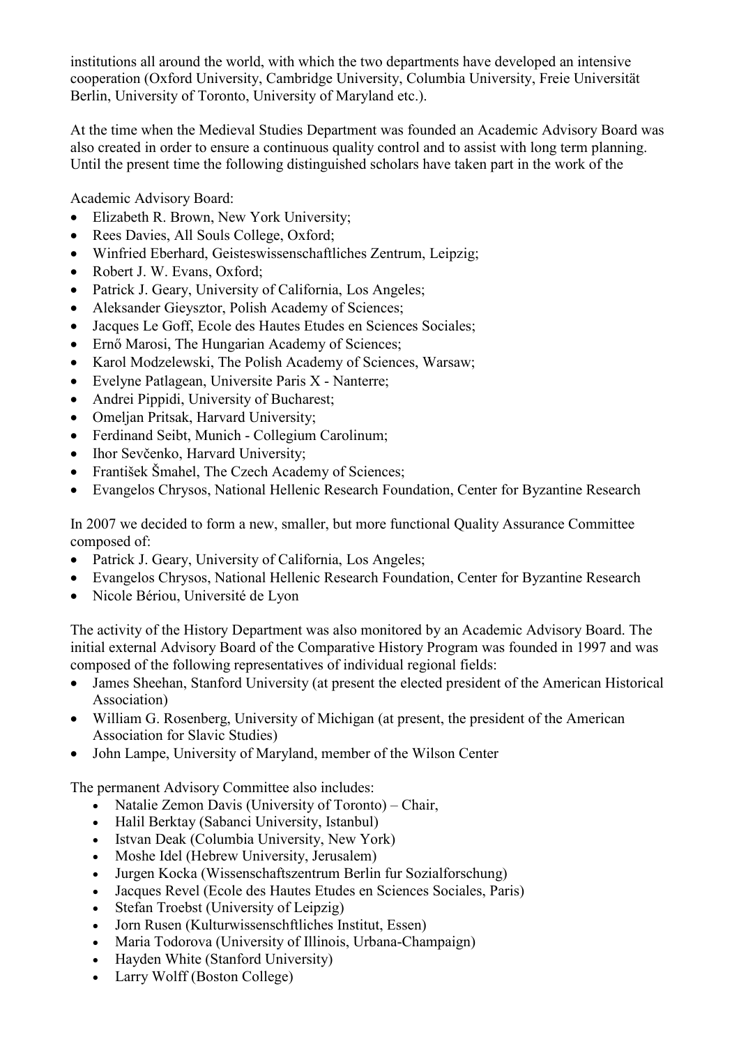institutions all around the world, with which the two departments have developed an intensive cooperation (Oxford University, Cambridge University, Columbia University, Freie Universität Berlin, University of Toronto, University of Maryland etc.).

At the time when the Medieval Studies Department was founded an Academic Advisory Board was also created in order to ensure a continuous quality control and to assist with long term planning. Until the present time the following distinguished scholars have taken part in the work of the

Academic Advisory Board:

- Elizabeth R. Brown, New York University;
- Rees Davies, All Souls College, Oxford;
- Winfried Eberhard, Geisteswissenschaftliches Zentrum, Leipzig;
- Robert J. W. Evans, Oxford;
- Patrick J. Geary, University of California, Los Angeles;
- Aleksander Gieysztor, Polish Academy of Sciences;
- Jacques Le Goff, Ecole des Hautes Etudes en Sciences Sociales;
- Ernő Marosi, The Hungarian Academy of Sciences;
- Karol Modzelewski, The Polish Academy of Sciences, Warsaw;
- Evelyne Patlagean, Universite Paris X - Nanterre;
- Andrei Pippidi, University of Bucharest;
- Omeljan Pritsak, Harvard University;
- Ferdinand Seibt, Munich - Collegium Carolinum;
- Ihor Sevčenko, Harvard University;
- František Šmahel, The Czech Academy of Sciences;
- Evangelos Chrysos, National Hellenic Research Foundation, Center for Byzantine Research

In 2007 we decided to form a new, smaller, but more functional Quality Assurance Committee composed of:

- Patrick J. Geary, University of California, Los Angeles;
- Evangelos Chrysos, National Hellenic Research Foundation, Center for Byzantine Research
- Nicole Bériou, Université de Lyon

The activity of the History Department was also monitored by an Academic Advisory Board. The initial external Advisory Board of the Comparative History Program was founded in 1997 and was composed of the following representatives of individual regional fields:

- James Sheehan, Stanford University (at present the elected president of the American Historical Association)
- William G. Rosenberg, University of Michigan (at present, the president of the American Association for Slavic Studies)
- John Lampe, University of Maryland, member of the Wilson Center

The permanent Advisory Committee also includes:

- Natalie Zemon Davis (University of Toronto) – Chair,
- Halil Berktay (Sabanci University, Istanbul)
- Istvan Deak (Columbia University, New York)
- Moshe Idel (Hebrew University, Jerusalem)
- Jurgen Kocka (Wissenschaftszentrum Berlin fur Sozialforschung)
- Jacques Revel (Ecole des Hautes Etudes en Sciences Sociales, Paris)
- Stefan Troebst (University of Leipzig)
- Jorn Rusen (Kulturwissenschftliches Institut, Essen)
- Maria Todorova (University of Illinois, Urbana-Champaign)
- Hayden White (Stanford University)
- Larry Wolff (Boston College)